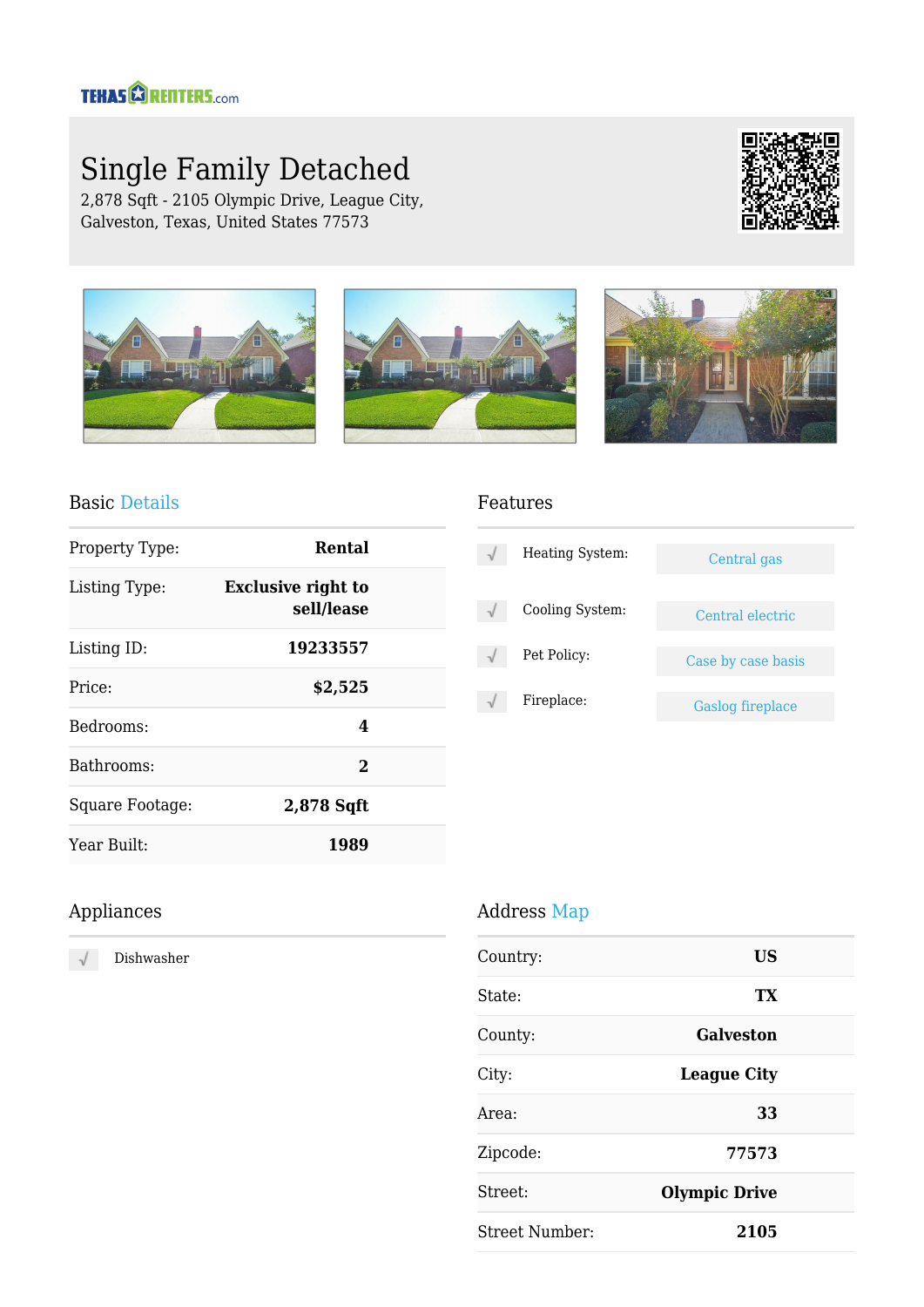TEXAS RENTERS.com

# Single Family Detached

2,878 Sqft - 2105 Olympic Drive, League City, Galveston, Texas, United States 77573

## Basic Details

| | |
|---|---|
| Property Type: | **Rental** |
| Listing Type: | **Exclusive right to sell/lease** |
| Listing ID: | **19233557** |
| Price: | **$2,525** |
| Bedrooms: | **4** |
| Bathrooms: | **2** |
| Square Footage: | **2,878 Sqft** |
| Year Built: | **1989** |

## Features

| | |
|---|---|
| Heating System: | Central gas |
| Cooling System: | Central electric |
| Pet Policy: | Case by case basis |
| Fireplace: | Gaslog fireplace |

## Appliances

- Dishwasher

## Address Map

| | |
|---|---|
| Country: | **US** |
| State: | **TX** |
| County: | **Galveston** |
| City: | **League City** |
| Area: | **33** |
| Zipcode: | **77573** |
| Street: | **Olympic Drive** |
| Street Number: | **2105** |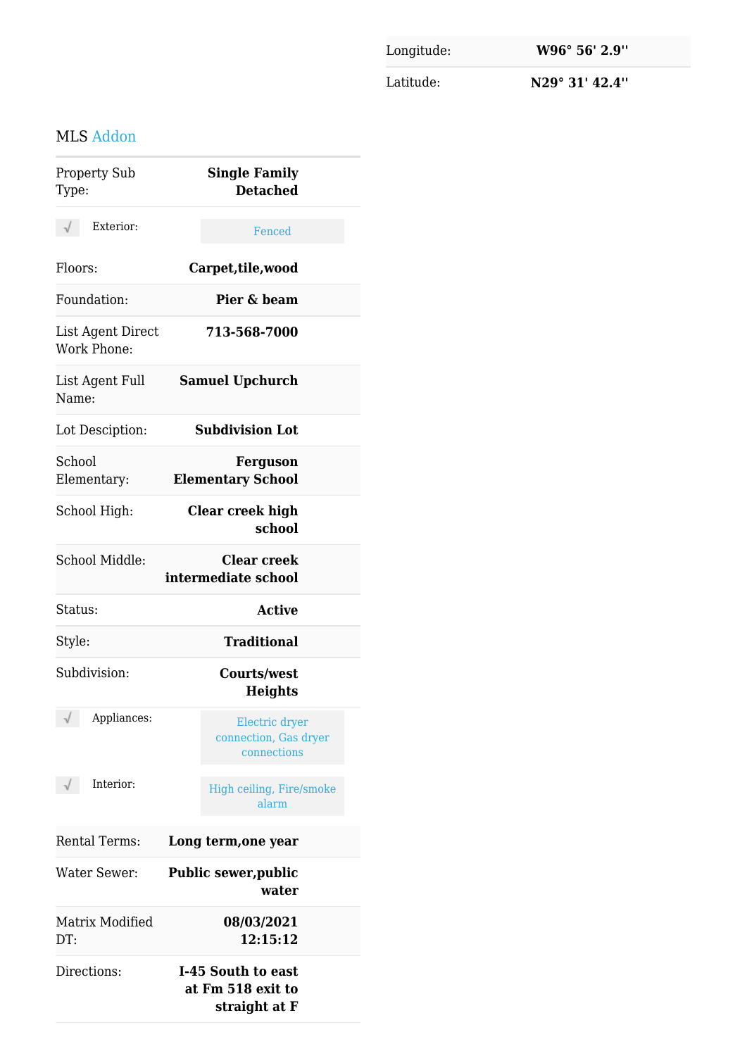| Longitude: | W96° 56' 2.9'' |
|---|---|
| Latitude: | N29° 31' 42.4'' |

## MLS Addon

| | |
|---|---|
| Property Sub Type: | Single Family Detached |
| √ Exterior: | Fenced |
| Floors: | Carpet,tile,wood |
| Foundation: | Pier & beam |
| List Agent Direct Work Phone: | 713-568-7000 |
| List Agent Full Name: | Samuel Upchurch |
| Lot Desciption: | Subdivision Lot |
| School Elementary: | Ferguson Elementary School |
| School High: | Clear creek high school |
| School Middle: | Clear creek intermediate school |
| Status: | Active |
| Style: | Traditional |
| Subdivision: | Courts/west Heights |
| √ Appliances: | Electric dryer connection, Gas dryer connections |
| √ Interior: | High ceiling, Fire/smoke alarm |
| Rental Terms: | Long term,one year |
| Water Sewer: | Public sewer,public water |
| Matrix Modified DT: | 08/03/2021 12:15:12 |
| Directions: | I-45 South to east at Fm 518 exit to straight at F |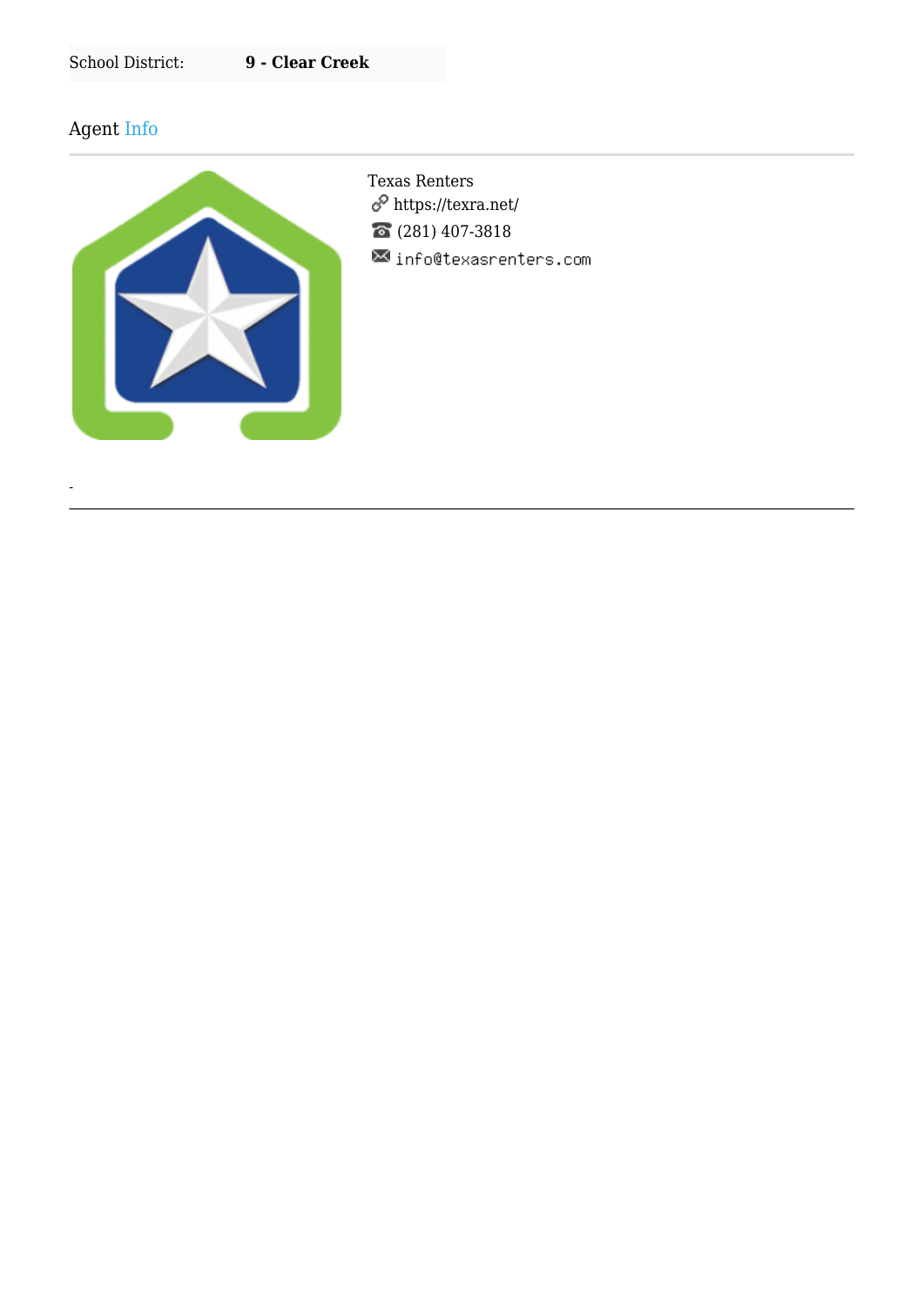| | |
|---|---|
| School District: | **9 - Clear Creek** |

## Agent Info

Texas Renters
https://texra.net/
(281) 407-3818
info@texasrenters.com

-